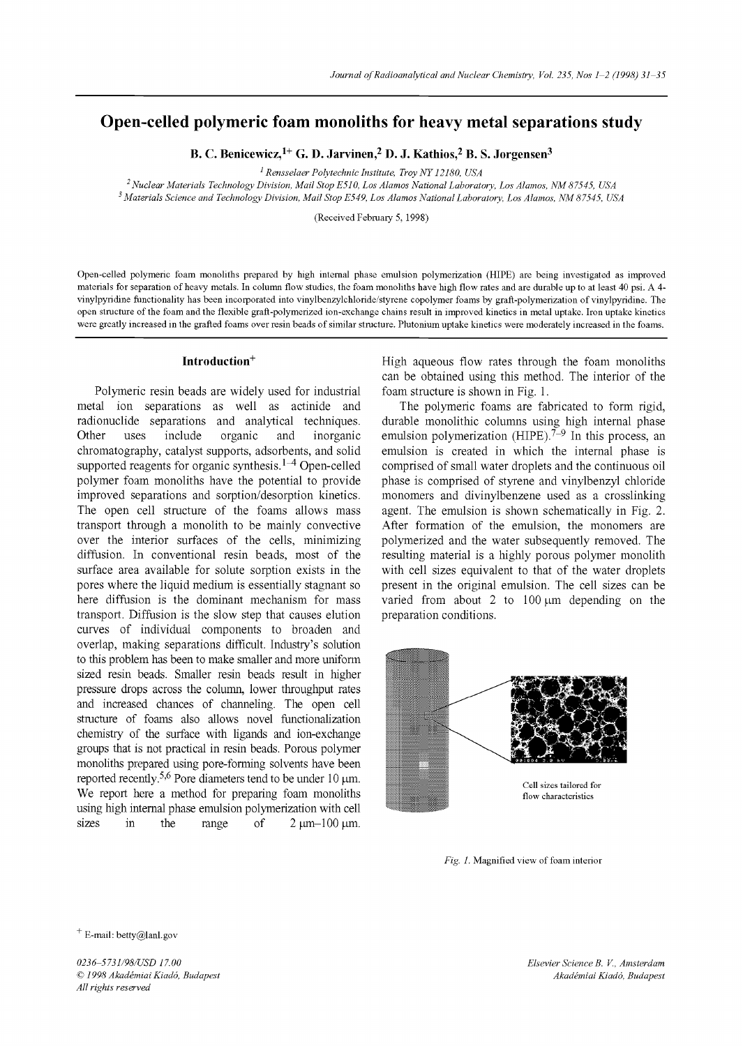# Open-celled polymeric foam monoliths for heavy metal separations study

**B. C. Benicewicz,[1+] G. D. Jarvinen,[2] D. J. Kathios,[2] B. S. Jorgensen[3]**

[1] *Rensselaer Polytechnic Institute, Troy NY 12180, USA*

[2] *Nuclear Materials Technology Division, Mail Stop E510, Los Alamos National Laboratory, Los Alamos, NM 87545, USA*

[3] *Materials Science and Technology Division, Mail Stop E549, Los Alamos National Laboratory, Los Alamos, NM 87545, USA*

(Received February 5, 1998)

Open-celled polymeric foam monoliths prepared by high internal phase emulsion polymerization (HIPE) are being investigated as improved materials for separation of heavy metals. In column flow studies, the foam monoliths have high flow rates and are durable up to at least 40 psi. A 4-vinylpyridine functionality has been incorporated into vinylbenzylchloride/styrene copolymer foams by graft-polymerization of vinylpyridine. The open structure of the foam and the flexible graft-polymerized ion-exchange chains result in improved kinetics in metal uptake. Iron uptake kinetics were greatly increased in the grafted foams over resin beads of similar structure. Plutonium uptake kinetics were moderately increased in the foams.

## Introduction[+]

Polymeric resin beads are widely used for industrial metal ion separations as well as actinide and radionuclide separations and analytical techniques. Other uses include organic and inorganic chromatography, catalyst supports, adsorbents, and solid supported reagents for organic synthesis.[1–4] Open-celled polymer foam monoliths have the potential to provide improved separations and sorption/desorption kinetics. The open cell structure of the foams allows mass transport through a monolith to be mainly convective over the interior surfaces of the cells, minimizing diffusion. In conventional resin beads, most of the surface area available for solute sorption exists in the pores where the liquid medium is essentially stagnant so here diffusion is the dominant mechanism for mass transport. Diffusion is the slow step that causes elution curves of individual components to broaden and overlap, making separations difficult. Industry's solution to this problem has been to make smaller and more uniform sized resin beads. Smaller resin beads result in higher pressure drops across the column, lower throughput rates and increased chances of channeling. The open cell structure of foams also allows novel functionalization chemistry of the surface with ligands and ion-exchange groups that is not practical in resin beads. Porous polymer monoliths prepared using pore-forming solvents have been reported recently.[5,6] Pore diameters tend to be under 10 μm. We report here a method for preparing foam monoliths using high internal phase emulsion polymerization with cell sizes in the range of 2 μm–100 μm. High aqueous flow rates through the foam monoliths can be obtained using this method. The interior of the foam structure is shown in Fig. 1.

The polymeric foams are fabricated to form rigid, durable monolithic columns using high internal phase emulsion polymerization (HIPE).[7–9] In this process, an emulsion is created in which the internal phase is comprised of small water droplets and the continuous oil phase is comprised of styrene and vinylbenzyl chloride monomers and divinylbenzene used as a crosslinking agent. The emulsion is shown schematically in Fig. 2. After formation of the emulsion, the monomers are polymerized and the water subsequently removed. The resulting material is a highly porous polymer monolith with cell sizes equivalent to that of the water droplets present in the original emulsion. The cell sizes can be varied from about 2 to 100 μm depending on the preparation conditions.

Cell sizes tailored for flow characteristics

*Fig. 1.* Magnified view of foam interior

[+] E-mail: betty@lanl.gov

0236–5731/98/USD 17.00
© 1998 Akadémiai Kiadó, Budapest
All rights reserved

Elsevier Science B. V., Amsterdam
Akadémiai Kiadó, Budapest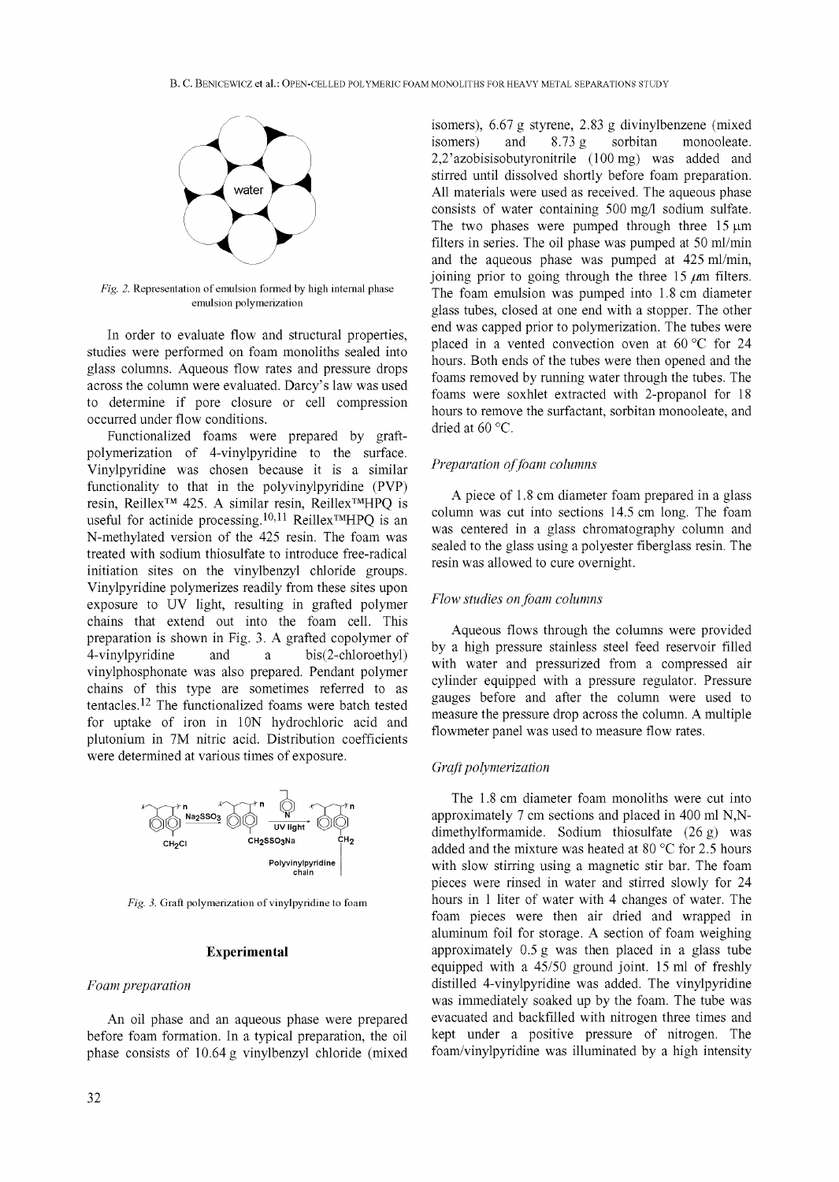*Fig. 2.* Representation of emulsion formed by high internal phase emulsion polymerization

In order to evaluate flow and structural properties, studies were performed on foam monoliths sealed into glass columns. Aqueous flow rates and pressure drops across the column were evaluated. Darcy's law was used to determine if pore closure or cell compression occurred under flow conditions.

Functionalized foams were prepared by graft-polymerization of 4-vinylpyridine to the surface. Vinylpyridine was chosen because it is a similar functionality to that in the polyvinylpyridine (PVP) resin, Reillex™ 425. A similar resin, Reillex™HPQ is useful for actinide processing.[10,11] Reillex™HPQ is an N-methylated version of the 425 resin. The foam was treated with sodium thiosulfate to introduce free-radical initiation sites on the vinylbenzyl chloride groups. Vinylpyridine polymerizes readily from these sites upon exposure to UV light, resulting in grafted polymer chains that extend out into the foam cell. This preparation is shown in Fig. 3. A grafted copolymer of 4-vinylpyridine and a bis(2-chloroethyl) vinylphosphonate was also prepared. Pendant polymer chains of this type are sometimes referred to as tentacles.[12] The functionalized foams were batch tested for uptake of iron in 10N hydrochloric acid and plutonium in 7M nitric acid. Distribution coefficients were determined at various times of exposure.

*Fig. 3.* Graft polymerization of vinylpyridine to foam

## Experimental

### *Foam preparation*

An oil phase and an aqueous phase were prepared before foam formation. In a typical preparation, the oil phase consists of 10.64 g vinylbenzyl chloride (mixed isomers), 6.67 g styrene, 2.83 g divinylbenzene (mixed isomers) and 8.73 g sorbitan monooleate. 2,2'azobisisobutyronitrile (100 mg) was added and stirred until dissolved shortly before foam preparation. All materials were used as received. The aqueous phase consists of water containing 500 mg/l sodium sulfate. The two phases were pumped through three 15 μm filters in series. The oil phase was pumped at 50 ml/min and the aqueous phase was pumped at 425 ml/min, joining prior to going through the three 15 μm filters. The foam emulsion was pumped into 1.8 cm diameter glass tubes, closed at one end with a stopper. The other end was capped prior to polymerization. The tubes were placed in a vented convection oven at 60 °C for 24 hours. Both ends of the tubes were then opened and the foams removed by running water through the tubes. The foams were soxhlet extracted with 2-propanol for 18 hours to remove the surfactant, sorbitan monooleate, and dried at 60 °C.

### *Preparation of foam columns*

A piece of 1.8 cm diameter foam prepared in a glass column was cut into sections 14.5 cm long. The foam was centered in a glass chromatography column and sealed to the glass using a polyester fiberglass resin. The resin was allowed to cure overnight.

### *Flow studies on foam columns*

Aqueous flows through the columns were provided by a high pressure stainless steel feed reservoir filled with water and pressurized from a compressed air cylinder equipped with a pressure regulator. Pressure gauges before and after the column were used to measure the pressure drop across the column. A multiple flowmeter panel was used to measure flow rates.

### *Graft polymerization*

The 1.8 cm diameter foam monoliths were cut into approximately 7 cm sections and placed in 400 ml N,N-dimethylformamide. Sodium thiosulfate (26 g) was added and the mixture was heated at 80 °C for 2.5 hours with slow stirring using a magnetic stir bar. The foam pieces were rinsed in water and stirred slowly for 24 hours in 1 liter of water with 4 changes of water. The foam pieces were then air dried and wrapped in aluminum foil for storage. A section of foam weighing approximately 0.5 g was then placed in a glass tube equipped with a 45/50 ground joint. 15 ml of freshly distilled 4-vinylpyridine was added. The vinylpyridine was immediately soaked up by the foam. The tube was evacuated and backfilled with nitrogen three times and kept under a positive pressure of nitrogen. The foam/vinylpyridine was illuminated by a high intensity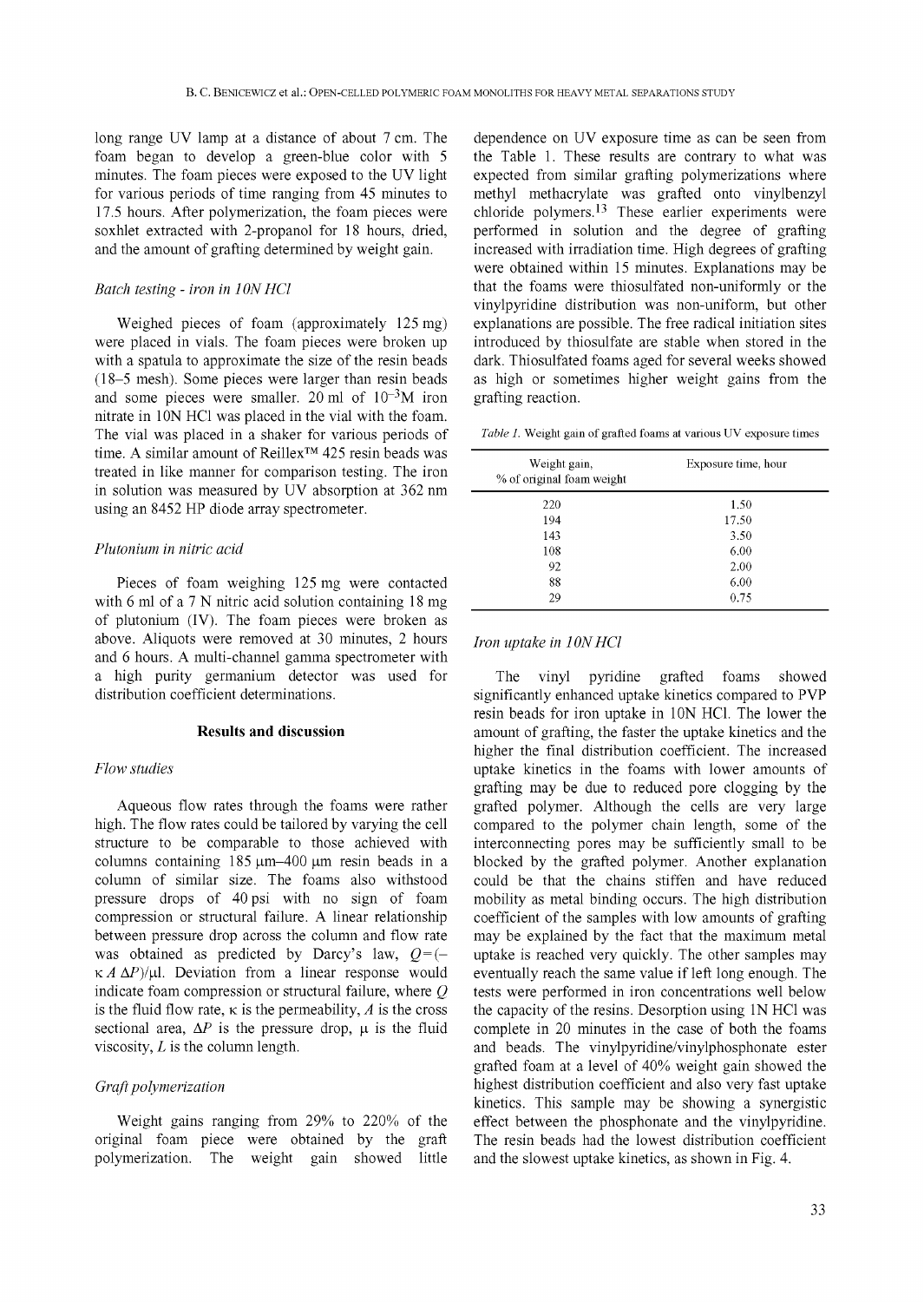long range UV lamp at a distance of about 7 cm. The foam began to develop a green-blue color with 5 minutes. The foam pieces were exposed to the UV light for various periods of time ranging from 45 minutes to 17.5 hours. After polymerization, the foam pieces were soxhlet extracted with 2-propanol for 18 hours, dried, and the amount of grafting determined by weight gain.

### *Batch testing - iron in 10N HCl*

Weighed pieces of foam (approximately 125 mg) were placed in vials. The foam pieces were broken up with a spatula to approximate the size of the resin beads (18–5 mesh). Some pieces were larger than resin beads and some pieces were smaller. 20 ml of $10^{-3}$M iron nitrate in 10N HCl was placed in the vial with the foam. The vial was placed in a shaker for various periods of time. A similar amount of Reillex™ 425 resin beads was treated in like manner for comparison testing. The iron in solution was measured by UV absorption at 362 nm using an 8452 HP diode array spectrometer.

### *Plutonium in nitric acid*

Pieces of foam weighing 125 mg were contacted with 6 ml of a 7 N nitric acid solution containing 18 mg of plutonium (IV). The foam pieces were broken as above. Aliquots were removed at 30 minutes, 2 hours and 6 hours. A multi-channel gamma spectrometer with a high purity germanium detector was used for distribution coefficient determinations.

## Results and discussion

### *Flow studies*

Aqueous flow rates through the foams were rather high. The flow rates could be tailored by varying the cell structure to be comparable to those achieved with columns containing 185 μm–400 μm resin beads in a column of similar size. The foams also withstood pressure drops of 40 psi with no sign of foam compression or structural failure. A linear relationship between pressure drop across the column and flow rate was obtained as predicted by Darcy's law, $Q=(-\kappa A \Delta P)/\mu l$. Deviation from a linear response would indicate foam compression or structural failure, where $Q$ is the fluid flow rate, $\kappa$ is the permeability, $A$ is the cross sectional area, $\Delta P$ is the pressure drop, $\mu$ is the fluid viscosity, $L$ is the column length.

### *Graft polymerization*

Weight gains ranging from 29% to 220% of the original foam piece were obtained by the graft polymerization. The weight gain showed little dependence on UV exposure time as can be seen from the Table 1. These results are contrary to what was expected from similar grafting polymerizations where methyl methacrylate was grafted onto vinylbenzyl chloride polymers.[13] These earlier experiments were performed in solution and the degree of grafting increased with irradiation time. High degrees of grafting were obtained within 15 minutes. Explanations may be that the foams were thiosulfated non-uniformly or the vinylpyridine distribution was non-uniform, but other explanations are possible. The free radical initiation sites introduced by thiosulfate are stable when stored in the dark. Thiosulfated foams aged for several weeks showed as high or sometimes higher weight gains from the grafting reaction.

*Table 1.* Weight gain of grafted foams at various UV exposure times

| Weight gain, % of original foam weight | Exposure time, hour |
|---|---|
| 220 | 1.50 |
| 194 | 17.50 |
| 143 | 3.50 |
| 108 | 6.00 |
| 92 | 2.00 |
| 88 | 6.00 |
| 29 | 0.75 |

### *Iron uptake in 10N HCl*

The vinyl pyridine grafted foams showed significantly enhanced uptake kinetics compared to PVP resin beads for iron uptake in 10N HCl. The lower the amount of grafting, the faster the uptake kinetics and the higher the final distribution coefficient. The increased uptake kinetics in the foams with lower amounts of grafting may be due to reduced pore clogging by the grafted polymer. Although the cells are very large compared to the polymer chain length, some of the interconnecting pores may be sufficiently small to be blocked by the grafted polymer. Another explanation could be that the chains stiffen and have reduced mobility as metal binding occurs. The high distribution coefficient of the samples with low amounts of grafting may be explained by the fact that the maximum metal uptake is reached very quickly. The other samples may eventually reach the same value if left long enough. The tests were performed in iron concentrations well below the capacity of the resins. Desorption using 1N HCl was complete in 20 minutes in the case of both the foams and beads. The vinylpyridine/vinylphosphonate ester grafted foam at a level of 40% weight gain showed the highest distribution coefficient and also very fast uptake kinetics. This sample may be showing a synergistic effect between the phosphonate and the vinylpyridine. The resin beads had the lowest distribution coefficient and the slowest uptake kinetics, as shown in Fig. 4.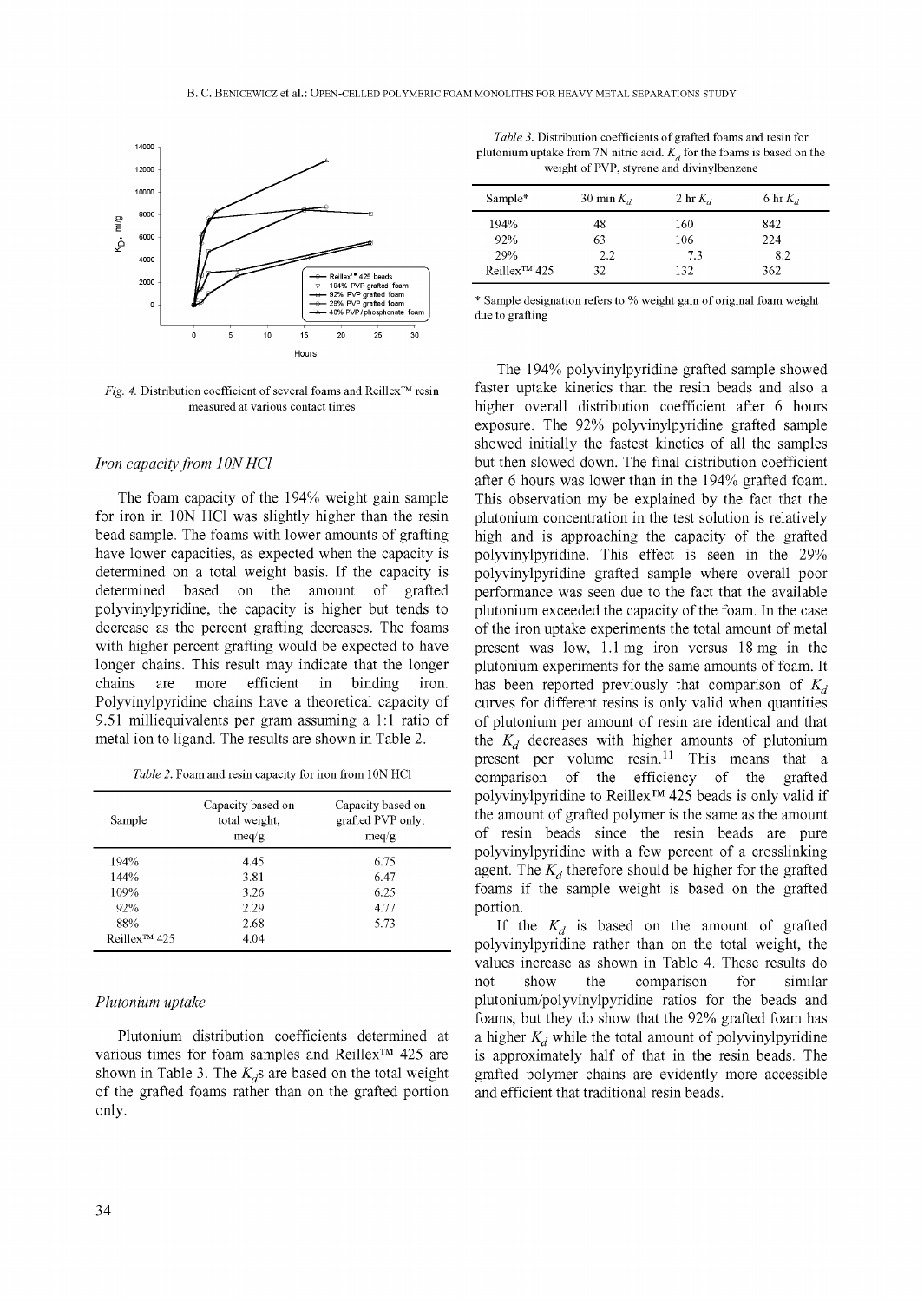Fig. 4. Distribution coefficient of several foams and Reillex™ resin measured at various contact times

### *Iron capacity from 10N HCl*

The foam capacity of the 194% weight gain sample for iron in 10N HCl was slightly higher than the resin bead sample. The foams with lower amounts of grafting have lower capacities, as expected when the capacity is determined on a total weight basis. If the capacity is determined based on the amount of grafted polyvinylpyridine, the capacity is higher but tends to decrease as the percent grafting decreases. The foams with higher percent grafting would be expected to have longer chains. This result may indicate that the longer chains are more efficient in binding iron. Polyvinylpyridine chains have a theoretical capacity of 9.51 milliequivalents per gram assuming a 1:1 ratio of metal ion to ligand. The results are shown in Table 2.

*Table 2.* Foam and resin capacity for iron from 10N HCl

| Sample | Capacity based on total weight, meq/g | Capacity based on grafted PVP only, meq/g |
|---|---|---|
| 194% | 4.45 | 6.75 |
| 144% | 3.81 | 6.47 |
| 109% | 3.26 | 6.25 |
| 92% | 2.29 | 4.77 |
| 88% | 2.68 | 5.73 |
| Reillex™ 425 | 4.04 | |

### *Plutonium uptake*

Plutonium distribution coefficients determined at various times for foam samples and Reillex™ 425 are shown in Table 3. The $K_d$s are based on the total weight of the grafted foams rather than on the grafted portion only.

*Table 3.* Distribution coefficients of grafted foams and resin for plutonium uptake from 7N nitric acid. $K_d$ for the foams is based on the weight of PVP, styrene and divinylbenzene

| Sample* | 30 min $K_d$ | 2 hr $K_d$ | 6 hr $K_d$ |
|---|---|---|---|
| 194% | 48 | 160 | 842 |
| 92% | 63 | 106 | 224 |
| 29% | 2.2 | 7.3 | 8.2 |
| Reillex™ 425 | 32 | 132 | 362 |

\* Sample designation refers to % weight gain of original foam weight due to grafting

The 194% polyvinylpyridine grafted sample showed faster uptake kinetics than the resin beads and also a higher overall distribution coefficient after 6 hours exposure. The 92% polyvinylpyridine grafted sample showed initially the fastest kinetics of all the samples but then slowed down. The final distribution coefficient after 6 hours was lower than in the 194% grafted foam. This observation my be explained by the fact that the plutonium concentration in the test solution is relatively high and is approaching the capacity of the grafted polyvinylpyridine. This effect is seen in the 29% polyvinylpyridine grafted sample where overall poor performance was seen due to the fact that the available plutonium exceeded the capacity of the foam. In the case of the iron uptake experiments the total amount of metal present was low, 1.1 mg iron versus 18 mg in the plutonium experiments for the same amounts of foam. It has been reported previously that comparison of $K_d$ curves for different resins is only valid when quantities of plutonium per amount of resin are identical and that the $K_d$ decreases with higher amounts of plutonium present per volume resin.[11] This means that a comparison of the efficiency of the grafted polyvinylpyridine to Reillex™ 425 beads is only valid if the amount of grafted polymer is the same as the amount of resin beads since the resin beads are pure polyvinylpyridine with a few percent of a crosslinking agent. The $K_d$ therefore should be higher for the grafted foams if the sample weight is based on the grafted portion.

If the $K_d$ is based on the amount of grafted polyvinylpyridine rather than on the total weight, the values increase as shown in Table 4. These results do not show the comparison for similar plutonium/polyvinylpyridine ratios for the beads and foams, but they do show that the 92% grafted foam has a higher $K_d$ while the total amount of polyvinylpyridine is approximately half of that in the resin beads. The grafted polymer chains are evidently more accessible and efficient that traditional resin beads.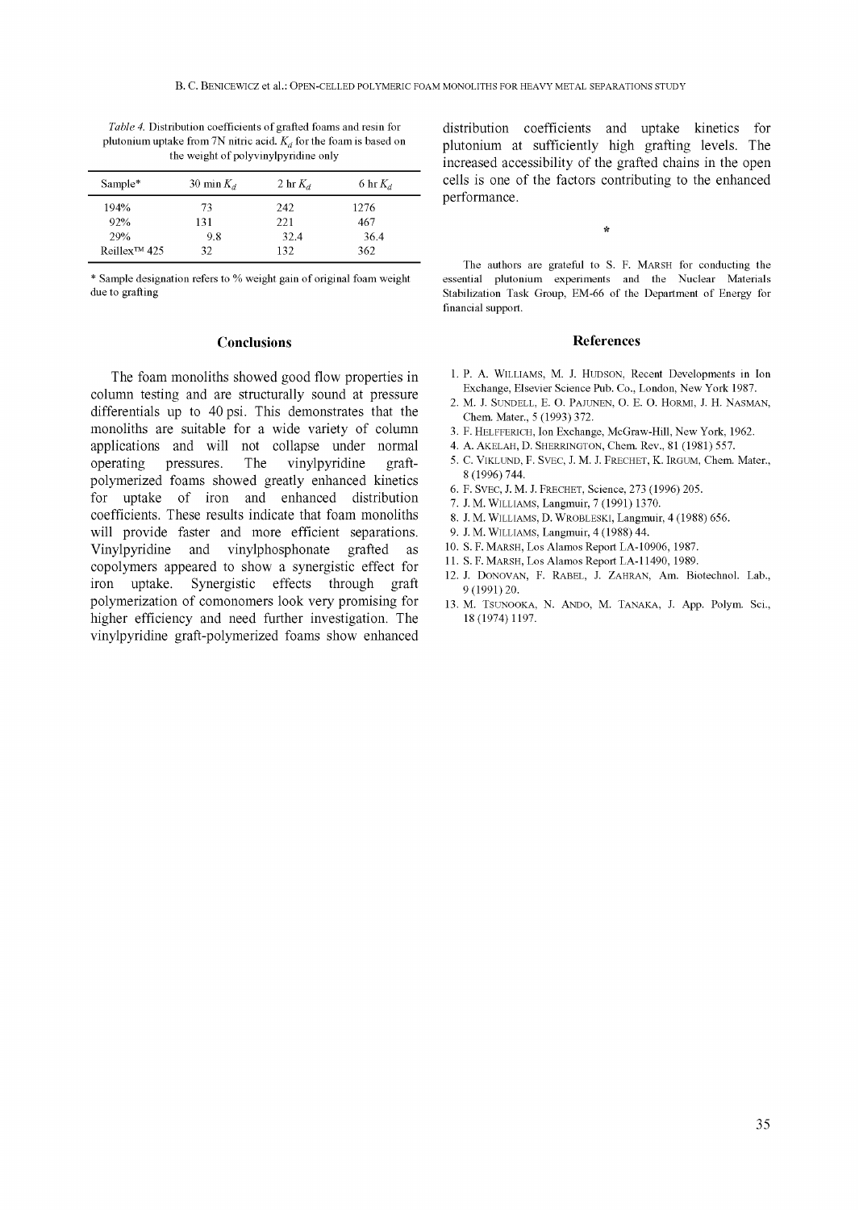*Table 4.* Distribution coefficients of grafted foams and resin for plutonium uptake from 7N nitric acid. $K_d$ for the foam is based on the weight of polyvinylpyridine only

| Sample* | 30 min $K_d$ | 2 hr $K_d$ | 6 hr $K_d$ |
|---|---|---|---|
| 194% | 73 | 242 | 1276 |
| 92% | 131 | 221 | 467 |
| 29% | 9.8 | 32.4 | 36.4 |
| Reillex™ 425 | 32 | 132 | 362 |

\* Sample designation refers to % weight gain of original foam weight due to grafting

## Conclusions

The foam monoliths showed good flow properties in column testing and are structurally sound at pressure differentials up to 40 psi. This demonstrates that the monoliths are suitable for a wide variety of column applications and will not collapse under normal operating pressures. The vinylpyridine graft-polymerized foams showed greatly enhanced kinetics for uptake of iron and enhanced distribution coefficients. These results indicate that foam monoliths will provide faster and more efficient separations. Vinylpyridine and vinylphosphonate grafted as copolymers appeared to show a synergistic effect for iron uptake. Synergistic effects through graft polymerization of comonomers look very promising for higher efficiency and need further investigation. The vinylpyridine graft-polymerized foams show enhanced distribution coefficients and uptake kinetics for plutonium at sufficiently high grafting levels. The increased accessibility of the grafted chains in the open cells is one of the factors contributing to the enhanced performance.

*

The authors are grateful to S. F. Marsh for conducting the essential plutonium experiments and the Nuclear Materials Stabilization Task Group, EM-66 of the Department of Energy for financial support.

## References

1. P. A. Williams, M. J. Hudson, Recent Developments in Ion Exchange, Elsevier Science Pub. Co., London, New York 1987.
2. M. J. Sundell, E. O. Pajunen, O. E. O. Hormi, J. H. Nasman, Chem. Mater., 5 (1993) 372.
3. F. Helfferich, Ion Exchange, McGraw-Hill, New York, 1962.
4. A. Akelah, D. Sherrington, Chem. Rev., 81 (1981) 557.
5. C. Viklund, F. Svec, J. M. J. Frechet, K. Irgum, Chem. Mater., 8 (1996) 744.
6. F. Svec, J. M. J. Frechet, Science, 273 (1996) 205.
7. J. M. Williams, Langmuir, 7 (1991) 1370.
8. J. M. Williams, D. Wrobleski, Langmuir, 4 (1988) 656.
9. J. M. Williams, Langmuir, 4 (1988) 44.
10. S. F. Marsh, Los Alamos Report LA-10906, 1987.
11. S. F. Marsh, Los Alamos Report LA-11490, 1989.
12. J. Donovan, F. Rabel, J. Zahran, Am. Biotechnol. Lab., 9 (1991) 20.
13. M. Tsunooka, N. Ando, M. Tanaka, J. App. Polym. Sci., 18 (1974) 1197.